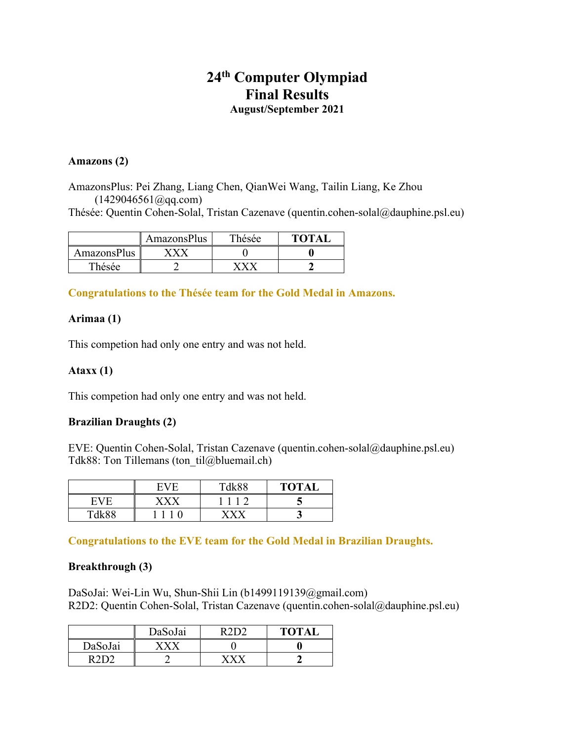# 24th Computer Olympiad
# Final Results
### August/September 2021

### Amazons (2)

AmazonsPlus: Pei Zhang, Liang Chen, QianWei Wang, Tailin Liang, Ke Zhou (1429046561@qq.com)
Thésée: Quentin Cohen-Solal, Tristan Cazenave (quentin.cohen-solal@dauphine.psl.eu)

| | AmazonsPlus | Thésée | **TOTAL** |
|---|---|---|---|
| AmazonsPlus | XXX | 0 | **0** |
| Thésée | 2 | XXX | **2** |

**Congratulations to the Thésée team for the Gold Medal in Amazons.**

### Arimaa (1)

This competion had only one entry and was not held.

### Ataxx (1)

This competion had only one entry and was not held.

### Brazilian Draughts (2)

EVE: Quentin Cohen-Solal, Tristan Cazenave (quentin.cohen-solal@dauphine.psl.eu)
Tdk88: Ton Tillemans (ton_til@bluemail.ch)

| | EVE | Tdk88 | **TOTAL** |
|---|---|---|---|
| EVE | XXX | 1 1 1 2 | **5** |
| Tdk88 | 1 1 1 0 | XXX | **3** |

**Congratulations to the EVE team for the Gold Medal in Brazilian Draughts.**

### Breakthrough (3)

DaSoJai: Wei-Lin Wu, Shun-Shii Lin (b1499119139@gmail.com)
R2D2: Quentin Cohen-Solal, Tristan Cazenave (quentin.cohen-solal@dauphine.psl.eu)

| | DaSoJai | R2D2 | **TOTAL** |
|---|---|---|---|
| DaSoJai | XXX | 0 | **0** |
| R2D2 | 2 | XXX | **2** |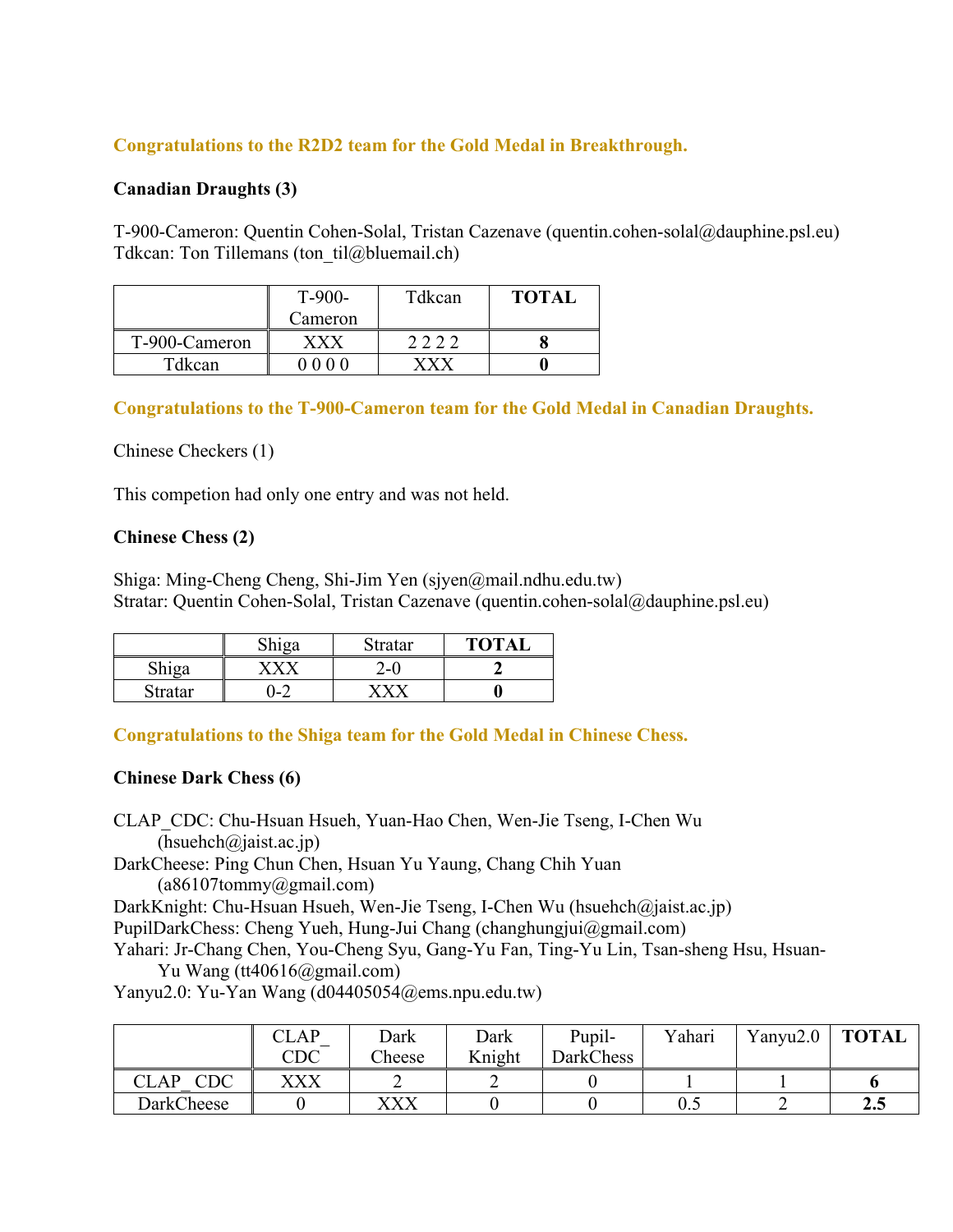**Congratulations to the R2D2 team for the Gold Medal in Breakthrough.**

### Canadian Draughts (3)

T-900-Cameron: Quentin Cohen-Solal, Tristan Cazenave (quentin.cohen-solal@dauphine.psl.eu)
Tdkcan: Ton Tillemans (ton_til@bluemail.ch)

| | T-900-Cameron | Tdkcan | **TOTAL** |
|---|---|---|---|
| T-900-Cameron | XXX | 2 2 2 2 | **8** |
| Tdkcan | 0 0 0 0 | XXX | **0** |

**Congratulations to the T-900-Cameron team for the Gold Medal in Canadian Draughts.**

Chinese Checkers (1)

This competion had only one entry and was not held.

### Chinese Chess (2)

Shiga: Ming-Cheng Cheng, Shi-Jim Yen (sjyen@mail.ndhu.edu.tw)
Stratar: Quentin Cohen-Solal, Tristan Cazenave (quentin.cohen-solal@dauphine.psl.eu)

| | Shiga | Stratar | **TOTAL** |
|---|---|---|---|
| Shiga | XXX | 2-0 | **2** |
| Stratar | 0-2 | XXX | **0** |

**Congratulations to the Shiga team for the Gold Medal in Chinese Chess.**

### Chinese Dark Chess (6)

CLAP_CDC: Chu-Hsuan Hsueh, Yuan-Hao Chen, Wen-Jie Tseng, I-Chen Wu (hsuehch@jaist.ac.jp)
DarkCheese: Ping Chun Chen, Hsuan Yu Yaung, Chang Chih Yuan (a86107tommy@gmail.com)
DarkKnight: Chu-Hsuan Hsueh, Wen-Jie Tseng, I-Chen Wu (hsuehch@jaist.ac.jp)
PupilDarkChess: Cheng Yueh, Hung-Jui Chang (changhungjui@gmail.com)
Yahari: Jr-Chang Chen, You-Cheng Syu, Gang-Yu Fan, Ting-Yu Lin, Tsan-sheng Hsu, Hsuan-Yu Wang (tt40616@gmail.com)
Yanyu2.0: Yu-Yan Wang (d04405054@ems.npu.edu.tw)

| | CLAP_ CDC | Dark Cheese | Dark Knight | Pupil-DarkChess | Yahari | Yanyu2.0 | **TOTAL** |
|---|---|---|---|---|---|---|---|
| CLAP_ CDC | XXX | 2 | 2 | 0 | 1 | 1 | **6** |
| DarkCheese | 0 | XXX | 0 | 0 | 0.5 | 2 | **2.5** |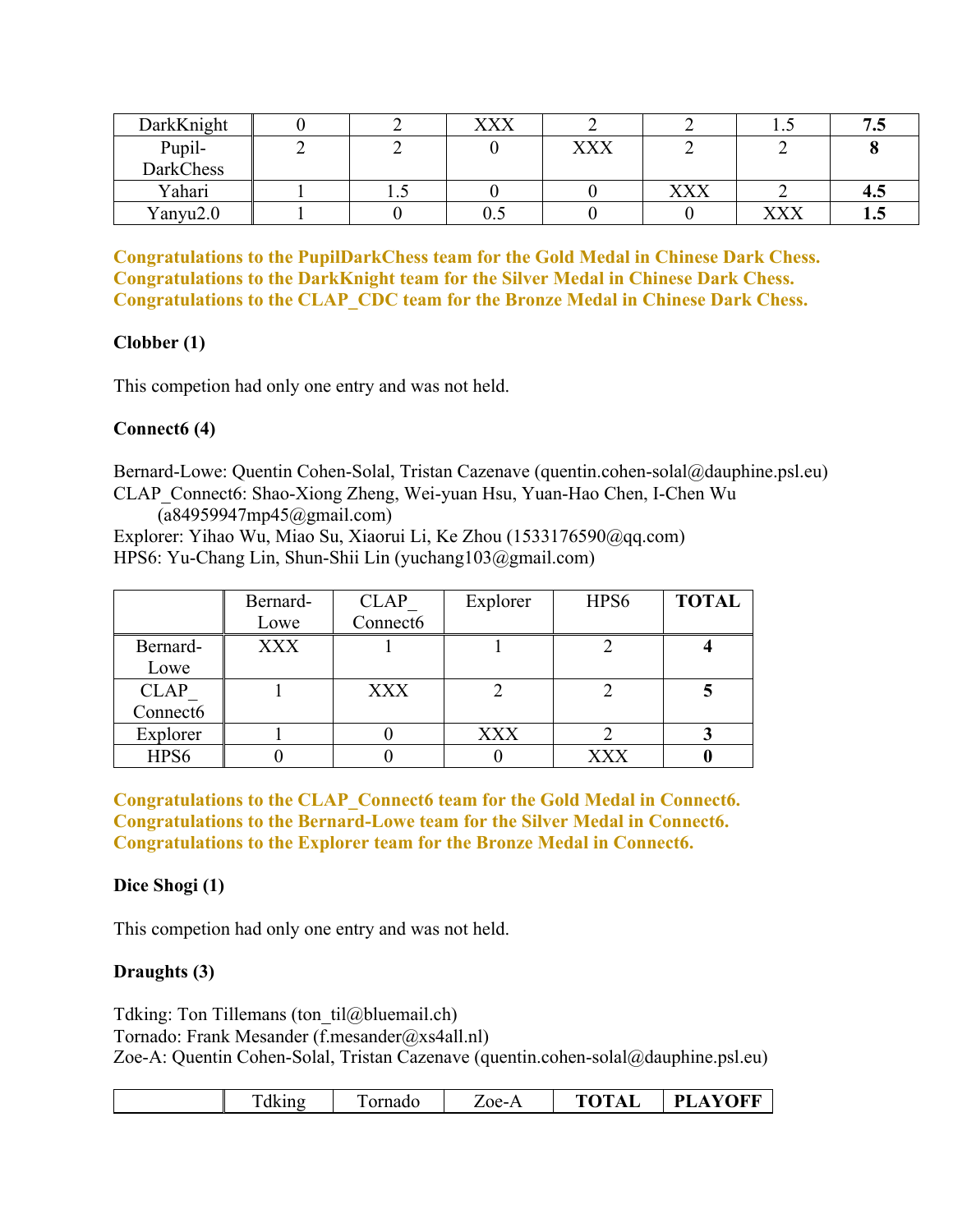| | | | | | | | |
|---|---|---|---|---|---|---|---|
| DarkKnight | 0 | 2 | XXX | 2 | 2 | 1.5 | **7.5** |
| Pupil-DarkChess | 2 | 2 | 0 | XXX | 2 | 2 | **8** |
| Yahari | 1 | 1.5 | 0 | 0 | XXX | 2 | **4.5** |
| Yanyu2.0 | 1 | 0 | 0.5 | 0 | 0 | XXX | **1.5** |

**Congratulations to the PupilDarkChess team for the Gold Medal in Chinese Dark Chess.**
**Congratulations to the DarkKnight team for the Silver Medal in Chinese Dark Chess.**
**Congratulations to the CLAP_CDC team for the Bronze Medal in Chinese Dark Chess.**

**Clobber (1)**

This competion had only one entry and was not held.

**Connect6 (4)**

Bernard-Lowe: Quentin Cohen-Solal, Tristan Cazenave (quentin.cohen-solal@dauphine.psl.eu)
CLAP_Connect6: Shao-Xiong Zheng, Wei-yuan Hsu, Yuan-Hao Chen, I-Chen Wu (a84959947mp45@gmail.com)
Explorer: Yihao Wu, Miao Su, Xiaorui Li, Ke Zhou (1533176590@qq.com)
HPS6: Yu-Chang Lin, Shun-Shii Lin (yuchang103@gmail.com)

| | Bernard-Lowe | CLAP_Connect6 | Explorer | HPS6 | **TOTAL** |
|---|---|---|---|---|---|
| Bernard-Lowe | XXX | 1 | 1 | 2 | **4** |
| CLAP_Connect6 | 1 | XXX | 2 | 2 | **5** |
| Explorer | 1 | 0 | XXX | 2 | **3** |
| HPS6 | 0 | 0 | 0 | XXX | **0** |

**Congratulations to the CLAP_Connect6 team for the Gold Medal in Connect6.**
**Congratulations to the Bernard-Lowe team for the Silver Medal in Connect6.**
**Congratulations to the Explorer team for the Bronze Medal in Connect6.**

**Dice Shogi (1)**

This competion had only one entry and was not held.

**Draughts (3)**

Tdking: Ton Tillemans (ton_til@bluemail.ch)
Tornado: Frank Mesander (f.mesander@xs4all.nl)
Zoe-A: Quentin Cohen-Solal, Tristan Cazenave (quentin.cohen-solal@dauphine.psl.eu)

| | Tdking | Tornado | Zoe-A | **TOTAL** | **PLAYOFF** |
|---|---|---|---|---|---|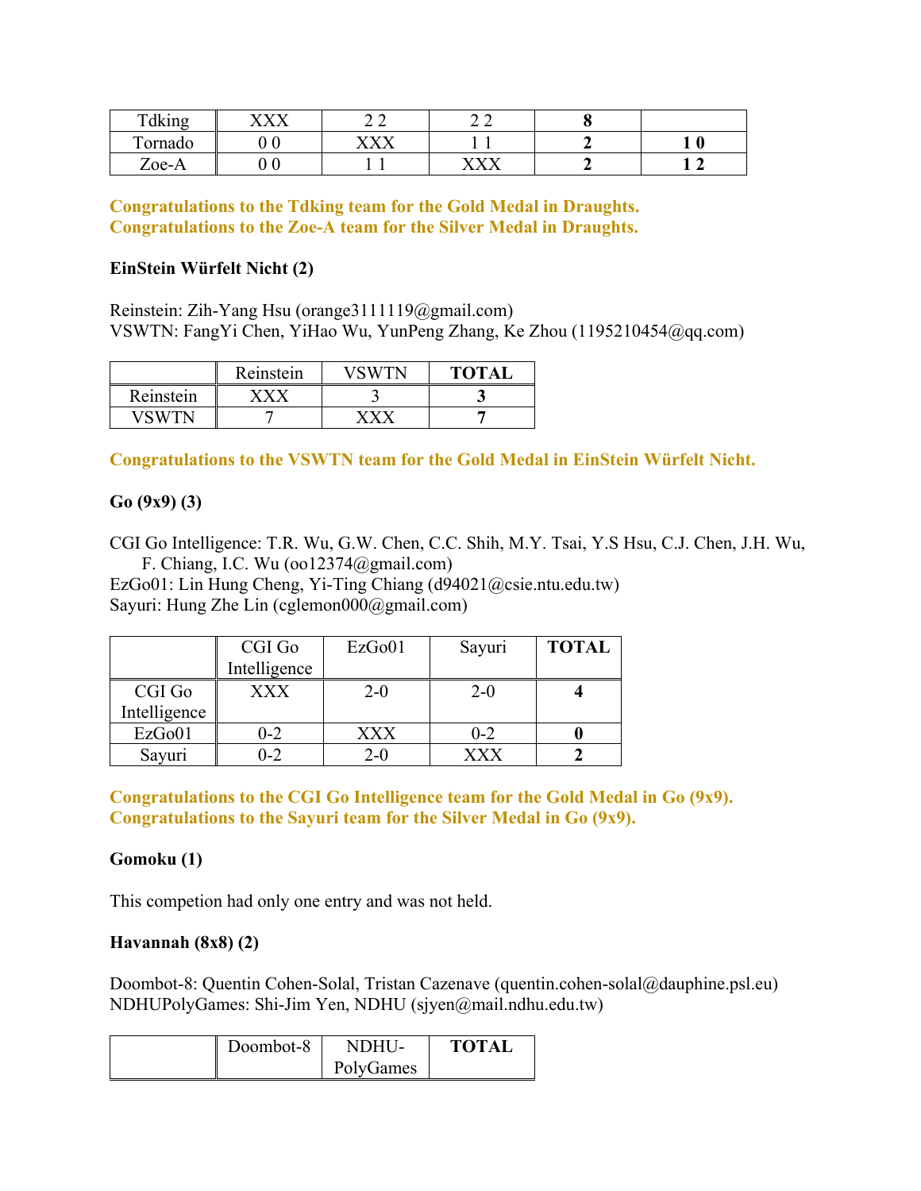| Tdking | XXX | 2 2 | 2 2 | **8** | |
|---|---|---|---|---|---|
| Tornado | 0 0 | XXX | 1 1 | **2** | **1 0** |
| Zoe-A | 0 0 | 1 1 | XXX | **2** | **1 2** |

**Congratulations to the Tdking team for the Gold Medal in Draughts.**
**Congratulations to the Zoe-A team for the Silver Medal in Draughts.**

**EinStein Würfelt Nicht (2)**

Reinstein: Zih-Yang Hsu (orange3111119@gmail.com)
VSWTN: FangYi Chen, YiHao Wu, YunPeng Zhang, Ke Zhou (1195210454@qq.com)

| | Reinstein | VSWTN | **TOTAL** |
|---|---|---|---|
| Reinstein | XXX | 3 | **3** |
| VSWTN | 7 | XXX | **7** |

**Congratulations to the VSWTN team for the Gold Medal in EinStein Würfelt Nicht.**

**Go (9x9) (3)**

CGI Go Intelligence: T.R. Wu, G.W. Chen, C.C. Shih, M.Y. Tsai, Y.S Hsu, C.J. Chen, J.H. Wu, F. Chiang, I.C. Wu (oo12374@gmail.com)
EzGo01: Lin Hung Cheng, Yi-Ting Chiang (d94021@csie.ntu.edu.tw)
Sayuri: Hung Zhe Lin (cglemon000@gmail.com)

| | CGI Go Intelligence | EzGo01 | Sayuri | **TOTAL** |
|---|---|---|---|---|
| CGI Go Intelligence | XXX | 2-0 | 2-0 | **4** |
| EzGo01 | 0-2 | XXX | 0-2 | **0** |
| Sayuri | 0-2 | 2-0 | XXX | **2** |

**Congratulations to the CGI Go Intelligence team for the Gold Medal in Go (9x9).**
**Congratulations to the Sayuri team for the Silver Medal in Go (9x9).**

**Gomoku (1)**

This competion had only one entry and was not held.

**Havannah (8x8) (2)**

Doombot-8: Quentin Cohen-Solal, Tristan Cazenave (quentin.cohen-solal@dauphine.psl.eu)
NDHUPolyGames: Shi-Jim Yen, NDHU (sjyen@mail.ndhu.edu.tw)

| | Doombot-8 | NDHU-PolyGames | **TOTAL** |
|---|---|---|---|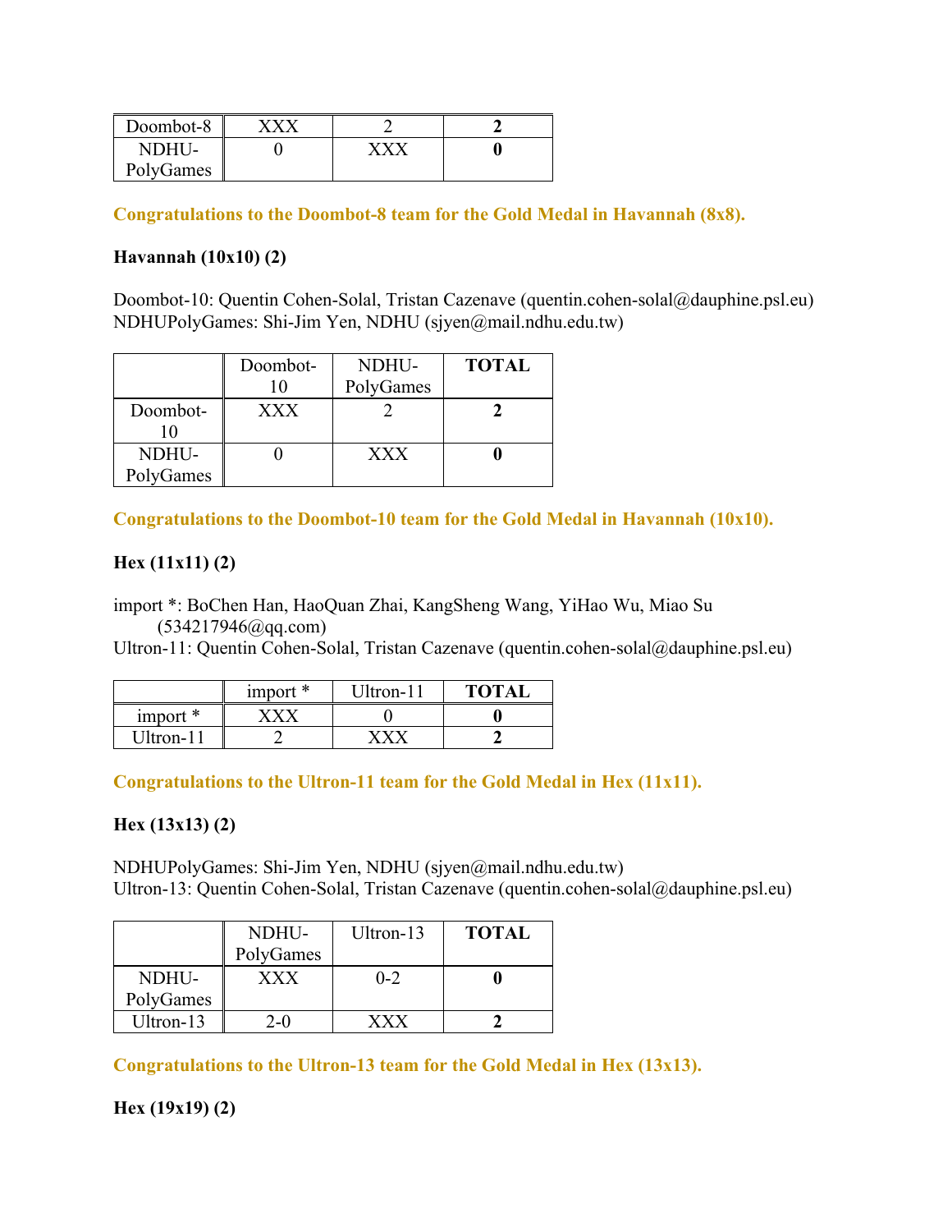| | | | |
|---|---|---|---|
| Doombot-8 | XXX | 2 | **2** |
| NDHU-PolyGames | 0 | XXX | **0** |

**Congratulations to the Doombot-8 team for the Gold Medal in Havannah (8x8).**

**Havannah (10x10) (2)**

Doombot-10: Quentin Cohen-Solal, Tristan Cazenave (quentin.cohen-solal@dauphine.psl.eu)
NDHUPolyGames: Shi-Jim Yen, NDHU (sjyen@mail.ndhu.edu.tw)

| | Doombot-10 | NDHU-PolyGames | **TOTAL** |
|---|---|---|---|
| Doombot-10 | XXX | 2 | **2** |
| NDHU-PolyGames | 0 | XXX | **0** |

**Congratulations to the Doombot-10 team for the Gold Medal in Havannah (10x10).**

**Hex (11x11) (2)**

import *: BoChen Han, HaoQuan Zhai, KangSheng Wang, YiHao Wu, Miao Su (534217946@qq.com)
Ultron-11: Quentin Cohen-Solal, Tristan Cazenave (quentin.cohen-solal@dauphine.psl.eu)

| | import * | Ultron-11 | **TOTAL** |
|---|---|---|---|
| import * | XXX | 0 | **0** |
| Ultron-11 | 2 | XXX | **2** |

**Congratulations to the Ultron-11 team for the Gold Medal in Hex (11x11).**

**Hex (13x13) (2)**

NDHUPolyGames: Shi-Jim Yen, NDHU (sjyen@mail.ndhu.edu.tw)
Ultron-13: Quentin Cohen-Solal, Tristan Cazenave (quentin.cohen-solal@dauphine.psl.eu)

| | NDHU-PolyGames | Ultron-13 | **TOTAL** |
|---|---|---|---|
| NDHU-PolyGames | XXX | 0-2 | **0** |
| Ultron-13 | 2-0 | XXX | **2** |

**Congratulations to the Ultron-13 team for the Gold Medal in Hex (13x13).**

**Hex (19x19) (2)**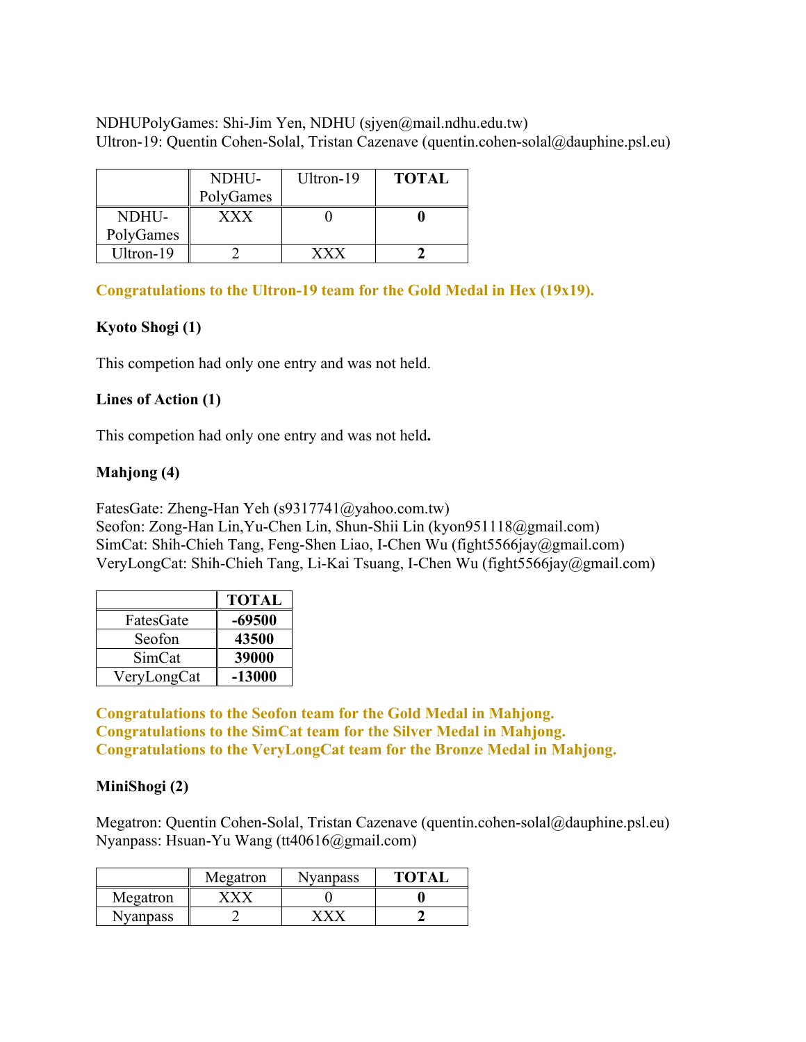NDHUPolyGames: Shi-Jim Yen, NDHU (sjyen@mail.ndhu.edu.tw)
Ultron-19: Quentin Cohen-Solal, Tristan Cazenave (quentin.cohen-solal@dauphine.psl.eu)

| | NDHU-PolyGames | Ultron-19 | **TOTAL** |
|---|---|---|---|
| NDHU-PolyGames | XXX | 0 | **0** |
| Ultron-19 | 2 | XXX | **2** |

**Congratulations to the Ultron-19 team for the Gold Medal in Hex (19x19).**

**Kyoto Shogi (1)**

This competion had only one entry and was not held.

**Lines of Action (1)**

This competion had only one entry and was not held**.**

**Mahjong (4)**

FatesGate: Zheng-Han Yeh (s9317741@yahoo.com.tw)
Seofon: Zong-Han Lin,Yu-Chen Lin, Shun-Shii Lin (kyon951118@gmail.com)
SimCat: Shih-Chieh Tang, Feng-Shen Liao, I-Chen Wu (fight5566jay@gmail.com)
VeryLongCat: Shih-Chieh Tang, Li-Kai Tsuang, I-Chen Wu (fight5566jay@gmail.com)

| | **TOTAL** |
|---|---|
| FatesGate | **-69500** |
| Seofon | **43500** |
| SimCat | **39000** |
| VeryLongCat | **-13000** |

**Congratulations to the Seofon team for the Gold Medal in Mahjong.**
**Congratulations to the SimCat team for the Silver Medal in Mahjong.**
**Congratulations to the VeryLongCat team for the Bronze Medal in Mahjong.**

**MiniShogi (2)**

Megatron: Quentin Cohen-Solal, Tristan Cazenave (quentin.cohen-solal@dauphine.psl.eu)
Nyanpass: Hsuan-Yu Wang (tt40616@gmail.com)

| | Megatron | Nyanpass | **TOTAL** |
|---|---|---|---|
| Megatron | XXX | 0 | **0** |
| Nyanpass | 2 | XXX | **2** |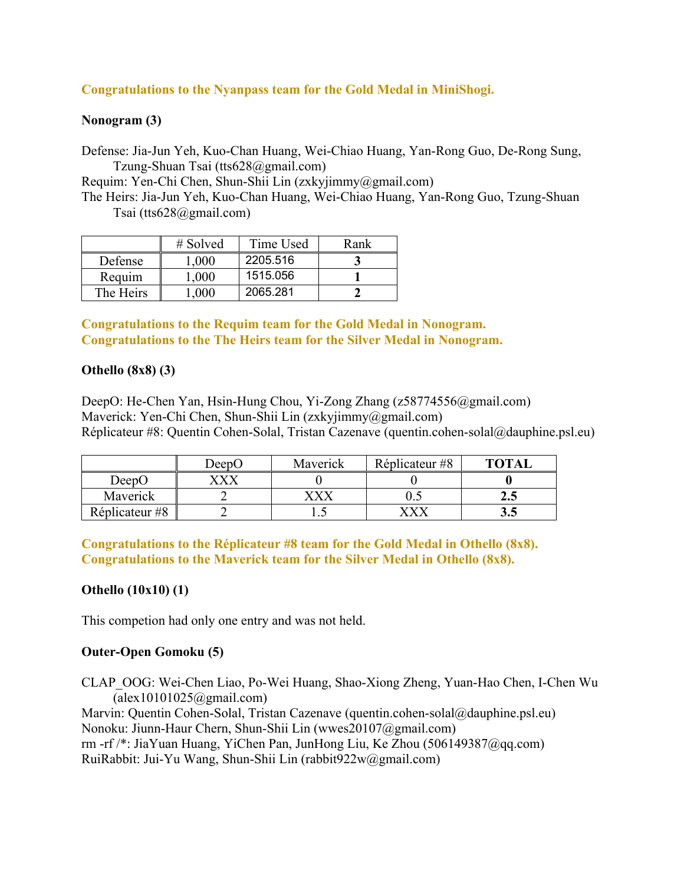**Congratulations to the Nyanpass team for the Gold Medal in MiniShogi.**

### Nonogram (3)

Defense: Jia-Jun Yeh, Kuo-Chan Huang, Wei-Chiao Huang, Yan-Rong Guo, De-Rong Sung, Tzung-Shuan Tsai (tts628@gmail.com)
Requim: Yen-Chi Chen, Shun-Shii Lin (zxkyjimmy@gmail.com)
The Heirs: Jia-Jun Yeh, Kuo-Chan Huang, Wei-Chiao Huang, Yan-Rong Guo, Tzung-Shuan Tsai (tts628@gmail.com)

| | # Solved | Time Used | Rank |
|---|---|---|---|
| Defense | 1,000 | 2205.516 | **3** |
| Requim | 1,000 | 1515.056 | **1** |
| The Heirs | 1,000 | 2065.281 | **2** |

**Congratulations to the Requim team for the Gold Medal in Nonogram.**
**Congratulations to the The Heirs team for the Silver Medal in Nonogram.**

### Othello (8x8) (3)

DeepO: He-Chen Yan, Hsin-Hung Chou, Yi-Zong Zhang (z58774556@gmail.com)
Maverick: Yen-Chi Chen, Shun-Shii Lin (zxkyjimmy@gmail.com)
Réplicateur #8: Quentin Cohen-Solal, Tristan Cazenave (quentin.cohen-solal@dauphine.psl.eu)

| | DeepO | Maverick | Réplicateur #8 | **TOTAL** |
|---|---|---|---|---|
| DeepO | XXX | 0 | 0 | **0** |
| Maverick | 2 | XXX | 0.5 | **2.5** |
| Réplicateur #8 | 2 | 1.5 | XXX | **3.5** |

**Congratulations to the Réplicateur #8 team for the Gold Medal in Othello (8x8).**
**Congratulations to the Maverick team for the Silver Medal in Othello (8x8).**

### Othello (10x10) (1)

This competion had only one entry and was not held.

### Outer-Open Gomoku (5)

CLAP_OOG: Wei-Chen Liao, Po-Wei Huang, Shao-Xiong Zheng, Yuan-Hao Chen, I-Chen Wu (alex10101025@gmail.com)
Marvin: Quentin Cohen-Solal, Tristan Cazenave (quentin.cohen-solal@dauphine.psl.eu)
Nonoku: Jiunn-Haur Chern, Shun-Shii Lin (wwes20107@gmail.com)
rm -rf /*: JiaYuan Huang, YiChen Pan, JunHong Liu, Ke Zhou (506149387@qq.com)
RuiRabbit: Jui-Yu Wang, Shun-Shii Lin (rabbit922w@gmail.com)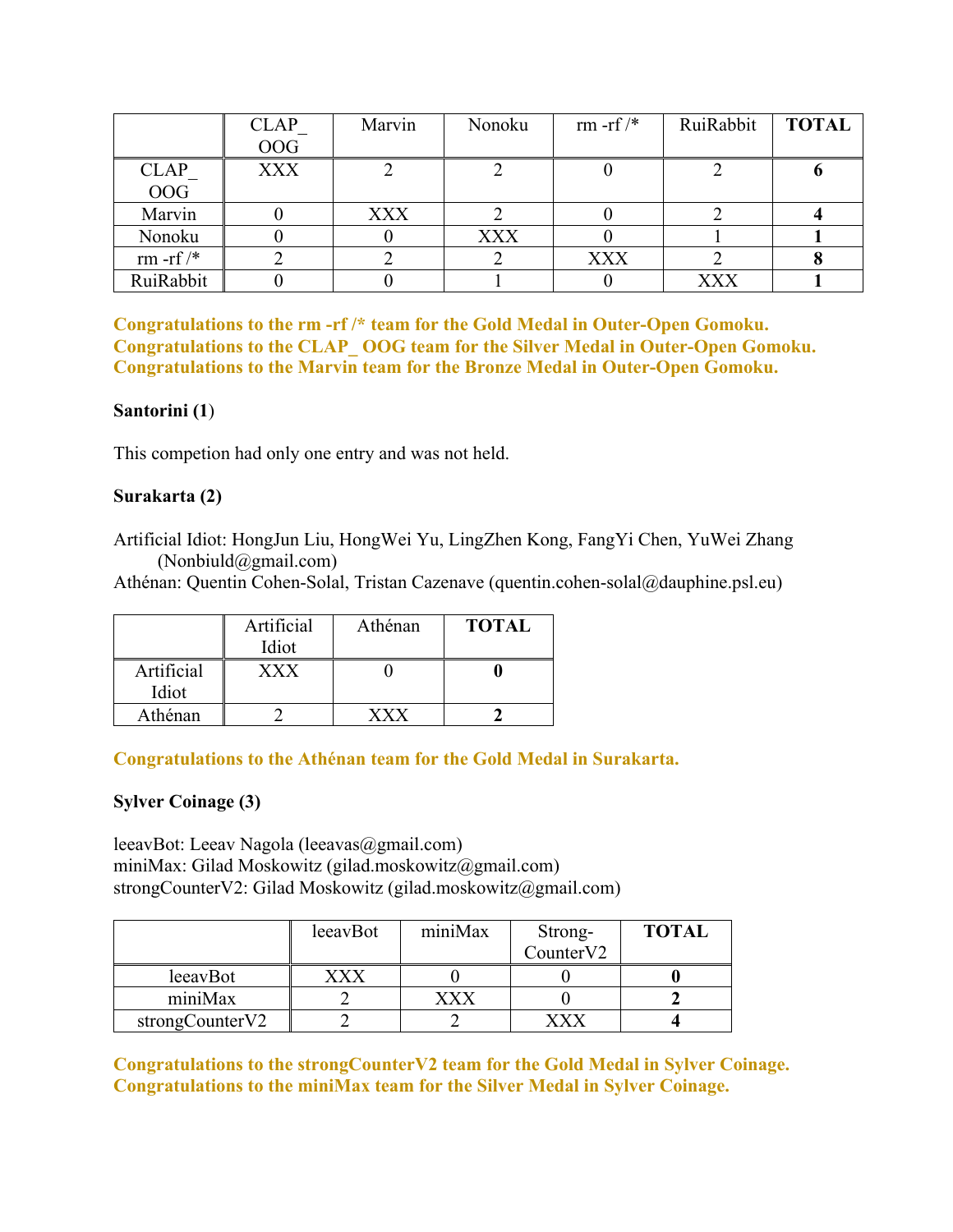| | CLAP_ OOG | Marvin | Nonoku | rm -rf /* | RuiRabbit | **TOTAL** |
|---|---|---|---|---|---|---|
| CLAP_ OOG | XXX | 2 | 2 | 0 | 2 | **6** |
| Marvin | 0 | XXX | 2 | 0 | 2 | **4** |
| Nonoku | 0 | 0 | XXX | 0 | 1 | **1** |
| rm -rf /* | 2 | 2 | 2 | XXX | 2 | **8** |
| RuiRabbit | 0 | 0 | 1 | 0 | XXX | **1** |

**Congratulations to the rm -rf /* team for the Gold Medal in Outer-Open Gomoku.**
**Congratulations to the CLAP_ OOG team for the Silver Medal in Outer-Open Gomoku.**
**Congratulations to the Marvin team for the Bronze Medal in Outer-Open Gomoku.**

**Santorini (1)**

This competion had only one entry and was not held.

**Surakarta (2)**

Artificial Idiot: HongJun Liu, HongWei Yu, LingZhen Kong, FangYi Chen, YuWei Zhang (Nonbiuld@gmail.com)
Athénan: Quentin Cohen-Solal, Tristan Cazenave (quentin.cohen-solal@dauphine.psl.eu)

| | Artificial Idiot | Athénan | **TOTAL** |
|---|---|---|---|
| Artificial Idiot | XXX | 0 | **0** |
| Athénan | 2 | XXX | **2** |

**Congratulations to the Athénan team for the Gold Medal in Surakarta.**

**Sylver Coinage (3)**

leeavBot: Leeav Nagola (leeavas@gmail.com)
miniMax: Gilad Moskowitz (gilad.moskowitz@gmail.com)
strongCounterV2: Gilad Moskowitz (gilad.moskowitz@gmail.com)

| | leeavBot | miniMax | Strong-CounterV2 | **TOTAL** |
|---|---|---|---|---|
| leeavBot | XXX | 0 | 0 | **0** |
| miniMax | 2 | XXX | 0 | **2** |
| strongCounterV2 | 2 | 2 | XXX | **4** |

**Congratulations to the strongCounterV2 team for the Gold Medal in Sylver Coinage.**
**Congratulations to the miniMax team for the Silver Medal in Sylver Coinage.**